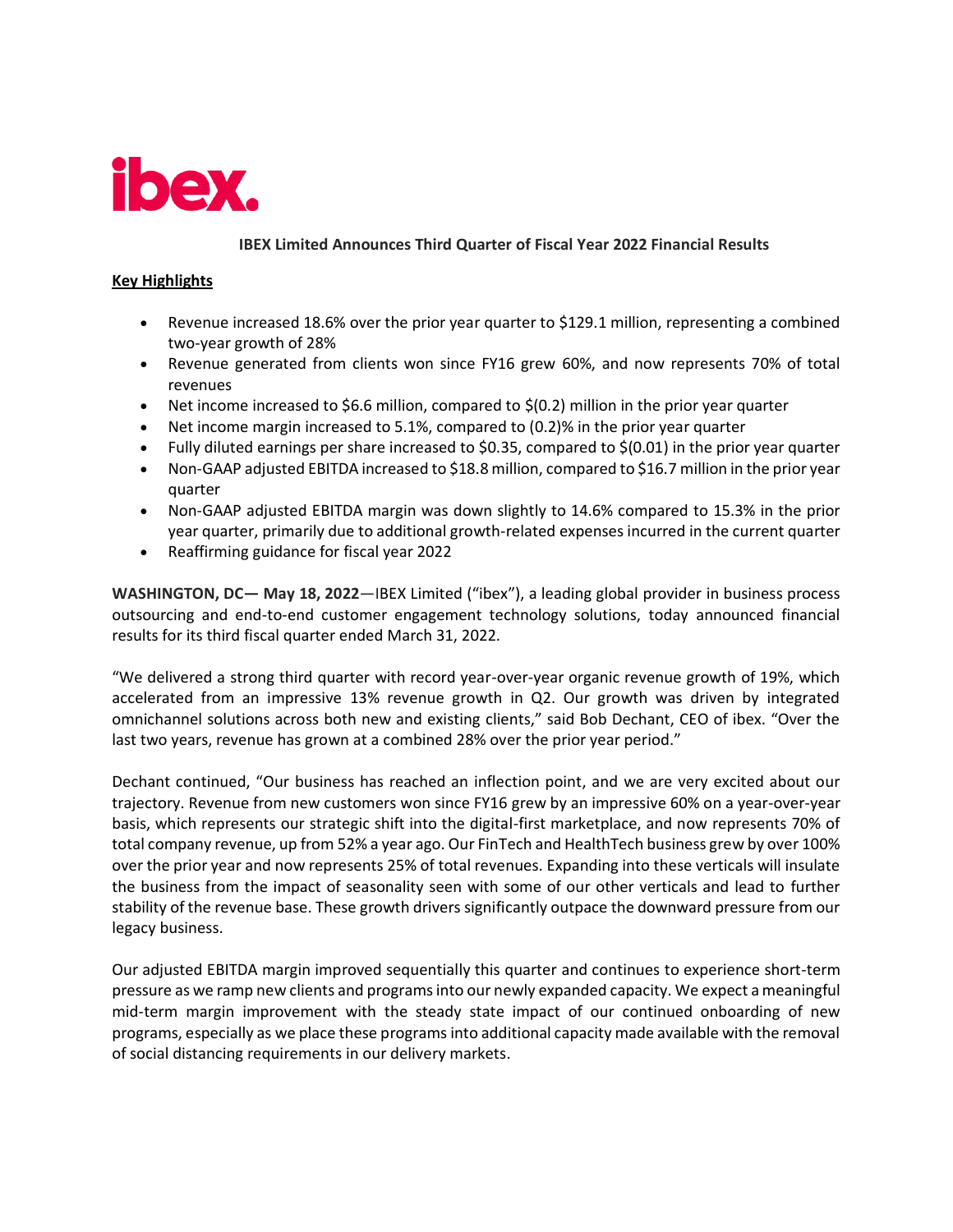ibex.

# IBEX Limited Announces Third Quarter of Fiscal Year 2022 Financial Results

## Key Highlights

- Revenue increased 18.6% over the prior year quarter to $129.1 million, representing a combined two-year growth of 28%
- Revenue generated from clients won since FY16 grew 60%, and now represents 70% of total revenues
- Net income increased to $6.6 million, compared to $(0.2) million in the prior year quarter
- Net income margin increased to 5.1%, compared to (0.2)% in the prior year quarter
- Fully diluted earnings per share increased to $0.35, compared to $(0.01) in the prior year quarter
- Non-GAAP adjusted EBITDA increased to $18.8 million, compared to $16.7 million in the prior year quarter
- Non-GAAP adjusted EBITDA margin was down slightly to 14.6% compared to 15.3% in the prior year quarter, primarily due to additional growth-related expenses incurred in the current quarter
- Reaffirming guidance for fiscal year 2022

**WASHINGTON, DC— May 18, 2022**—IBEX Limited ("ibex"), a leading global provider in business process outsourcing and end-to-end customer engagement technology solutions, today announced financial results for its third fiscal quarter ended March 31, 2022.

"We delivered a strong third quarter with record year-over-year organic revenue growth of 19%, which accelerated from an impressive 13% revenue growth in Q2. Our growth was driven by integrated omnichannel solutions across both new and existing clients," said Bob Dechant, CEO of ibex. "Over the last two years, revenue has grown at a combined 28% over the prior year period."

Dechant continued, "Our business has reached an inflection point, and we are very excited about our trajectory. Revenue from new customers won since FY16 grew by an impressive 60% on a year-over-year basis, which represents our strategic shift into the digital-first marketplace, and now represents 70% of total company revenue, up from 52% a year ago. Our FinTech and HealthTech business grew by over 100% over the prior year and now represents 25% of total revenues. Expanding into these verticals will insulate the business from the impact of seasonality seen with some of our other verticals and lead to further stability of the revenue base. These growth drivers significantly outpace the downward pressure from our legacy business.

Our adjusted EBITDA margin improved sequentially this quarter and continues to experience short-term pressure as we ramp new clients and programs into our newly expanded capacity. We expect a meaningful mid-term margin improvement with the steady state impact of our continued onboarding of new programs, especially as we place these programs into additional capacity made available with the removal of social distancing requirements in our delivery markets.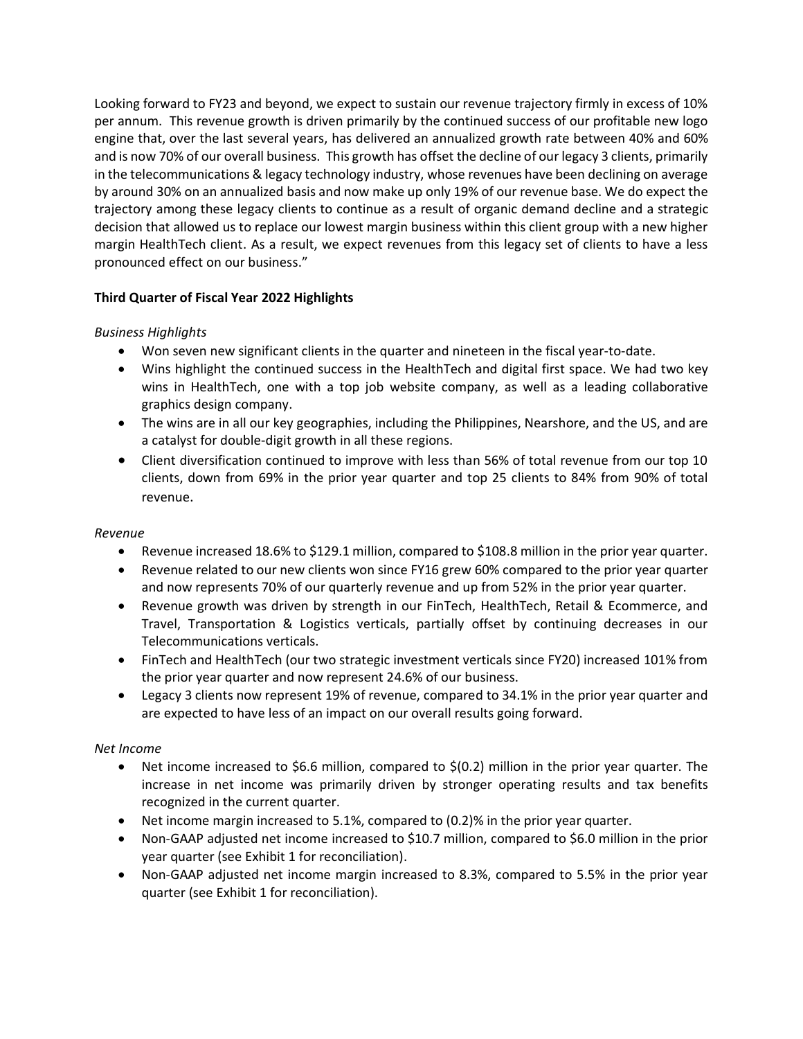Looking forward to FY23 and beyond, we expect to sustain our revenue trajectory firmly in excess of 10% per annum. This revenue growth is driven primarily by the continued success of our profitable new logo engine that, over the last several years, has delivered an annualized growth rate between 40% and 60% and is now 70% of our overall business. This growth has offset the decline of our legacy 3 clients, primarily in the telecommunications & legacy technology industry, whose revenues have been declining on average by around 30% on an annualized basis and now make up only 19% of our revenue base. We do expect the trajectory among these legacy clients to continue as a result of organic demand decline and a strategic decision that allowed us to replace our lowest margin business within this client group with a new higher margin HealthTech client. As a result, we expect revenues from this legacy set of clients to have a less pronounced effect on our business."

**Third Quarter of Fiscal Year 2022 Highlights**

*Business Highlights*

- Won seven new significant clients in the quarter and nineteen in the fiscal year-to-date.
- Wins highlight the continued success in the HealthTech and digital first space. We had two key wins in HealthTech, one with a top job website company, as well as a leading collaborative graphics design company.
- The wins are in all our key geographies, including the Philippines, Nearshore, and the US, and are a catalyst for double-digit growth in all these regions.
- Client diversification continued to improve with less than 56% of total revenue from our top 10 clients, down from 69% in the prior year quarter and top 25 clients to 84% from 90% of total revenue.

*Revenue*

- Revenue increased 18.6% to $129.1 million, compared to $108.8 million in the prior year quarter.
- Revenue related to our new clients won since FY16 grew 60% compared to the prior year quarter and now represents 70% of our quarterly revenue and up from 52% in the prior year quarter.
- Revenue growth was driven by strength in our FinTech, HealthTech, Retail & Ecommerce, and Travel, Transportation & Logistics verticals, partially offset by continuing decreases in our Telecommunications verticals.
- FinTech and HealthTech (our two strategic investment verticals since FY20) increased 101% from the prior year quarter and now represent 24.6% of our business.
- Legacy 3 clients now represent 19% of revenue, compared to 34.1% in the prior year quarter and are expected to have less of an impact on our overall results going forward.

*Net Income*

- Net income increased to $6.6 million, compared to $(0.2) million in the prior year quarter. The increase in net income was primarily driven by stronger operating results and tax benefits recognized in the current quarter.
- Net income margin increased to 5.1%, compared to (0.2)% in the prior year quarter.
- Non-GAAP adjusted net income increased to $10.7 million, compared to $6.0 million in the prior year quarter (see Exhibit 1 for reconciliation).
- Non-GAAP adjusted net income margin increased to 8.3%, compared to 5.5% in the prior year quarter (see Exhibit 1 for reconciliation).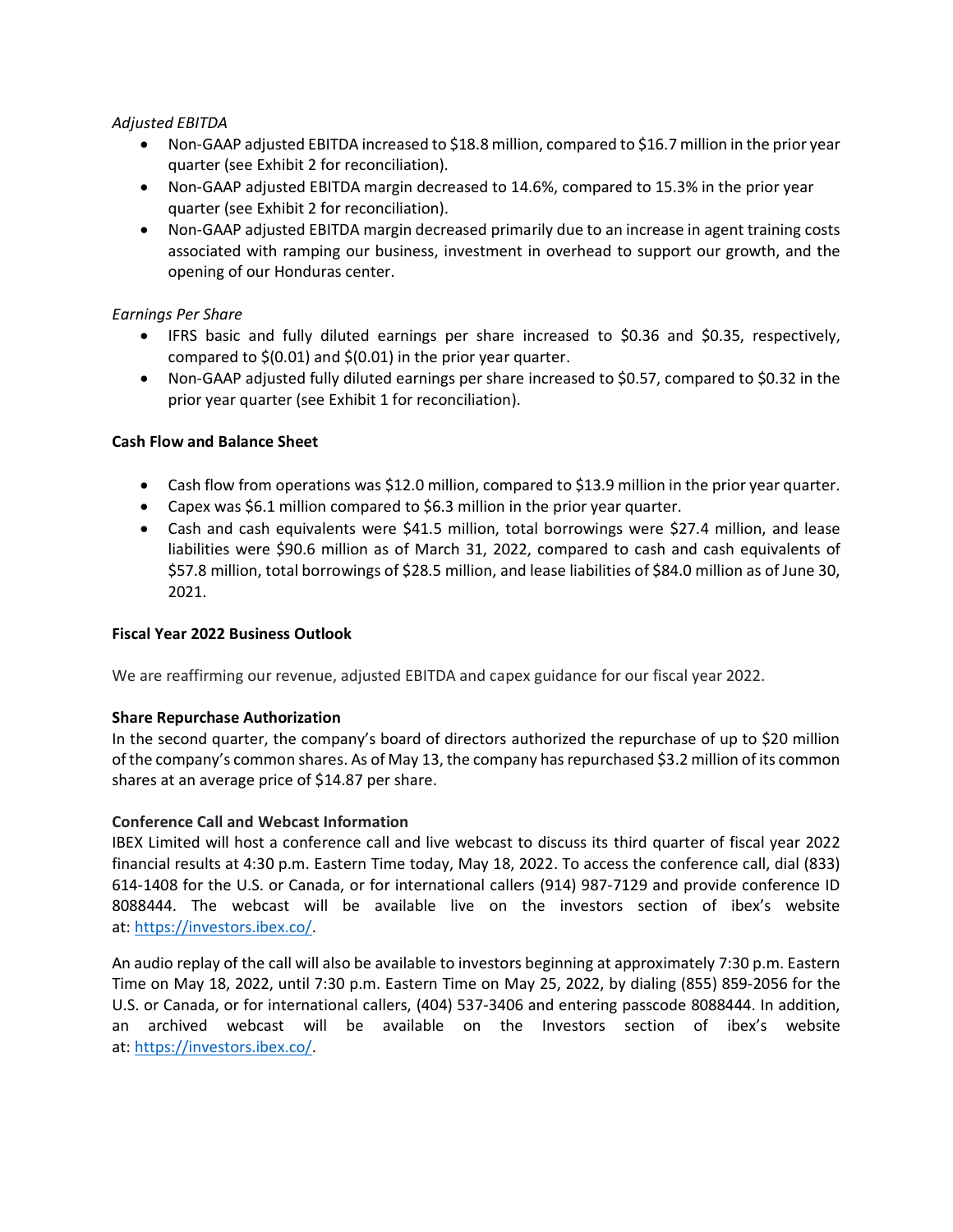*Adjusted EBITDA*

- Non-GAAP adjusted EBITDA increased to $18.8 million, compared to $16.7 million in the prior year quarter (see Exhibit 2 for reconciliation).
- Non-GAAP adjusted EBITDA margin decreased to 14.6%, compared to 15.3% in the prior year quarter (see Exhibit 2 for reconciliation).
- Non-GAAP adjusted EBITDA margin decreased primarily due to an increase in agent training costs associated with ramping our business, investment in overhead to support our growth, and the opening of our Honduras center.

*Earnings Per Share*

- IFRS basic and fully diluted earnings per share increased to $0.36 and $0.35, respectively, compared to $(0.01) and $(0.01) in the prior year quarter.
- Non-GAAP adjusted fully diluted earnings per share increased to $0.57, compared to $0.32 in the prior year quarter (see Exhibit 1 for reconciliation).

**Cash Flow and Balance Sheet**

- Cash flow from operations was $12.0 million, compared to $13.9 million in the prior year quarter.
- Capex was $6.1 million compared to $6.3 million in the prior year quarter.
- Cash and cash equivalents were $41.5 million, total borrowings were $27.4 million, and lease liabilities were $90.6 million as of March 31, 2022, compared to cash and cash equivalents of $57.8 million, total borrowings of $28.5 million, and lease liabilities of $84.0 million as of June 30, 2021.

**Fiscal Year 2022 Business Outlook**

We are reaffirming our revenue, adjusted EBITDA and capex guidance for our fiscal year 2022.

**Share Repurchase Authorization**

In the second quarter, the company's board of directors authorized the repurchase of up to $20 million of the company's common shares. As of May 13, the company has repurchased $3.2 million of its common shares at an average price of $14.87 per share.

**Conference Call and Webcast Information**

IBEX Limited will host a conference call and live webcast to discuss its third quarter of fiscal year 2022 financial results at 4:30 p.m. Eastern Time today, May 18, 2022. To access the conference call, dial (833) 614-1408 for the U.S. or Canada, or for international callers (914) 987-7129 and provide conference ID 8088444. The webcast will be available live on the investors section of ibex's website at: https://investors.ibex.co/.

An audio replay of the call will also be available to investors beginning at approximately 7:30 p.m. Eastern Time on May 18, 2022, until 7:30 p.m. Eastern Time on May 25, 2022, by dialing (855) 859-2056 for the U.S. or Canada, or for international callers, (404) 537-3406 and entering passcode 8088444. In addition, an archived webcast will be available on the Investors section of ibex's website at: https://investors.ibex.co/.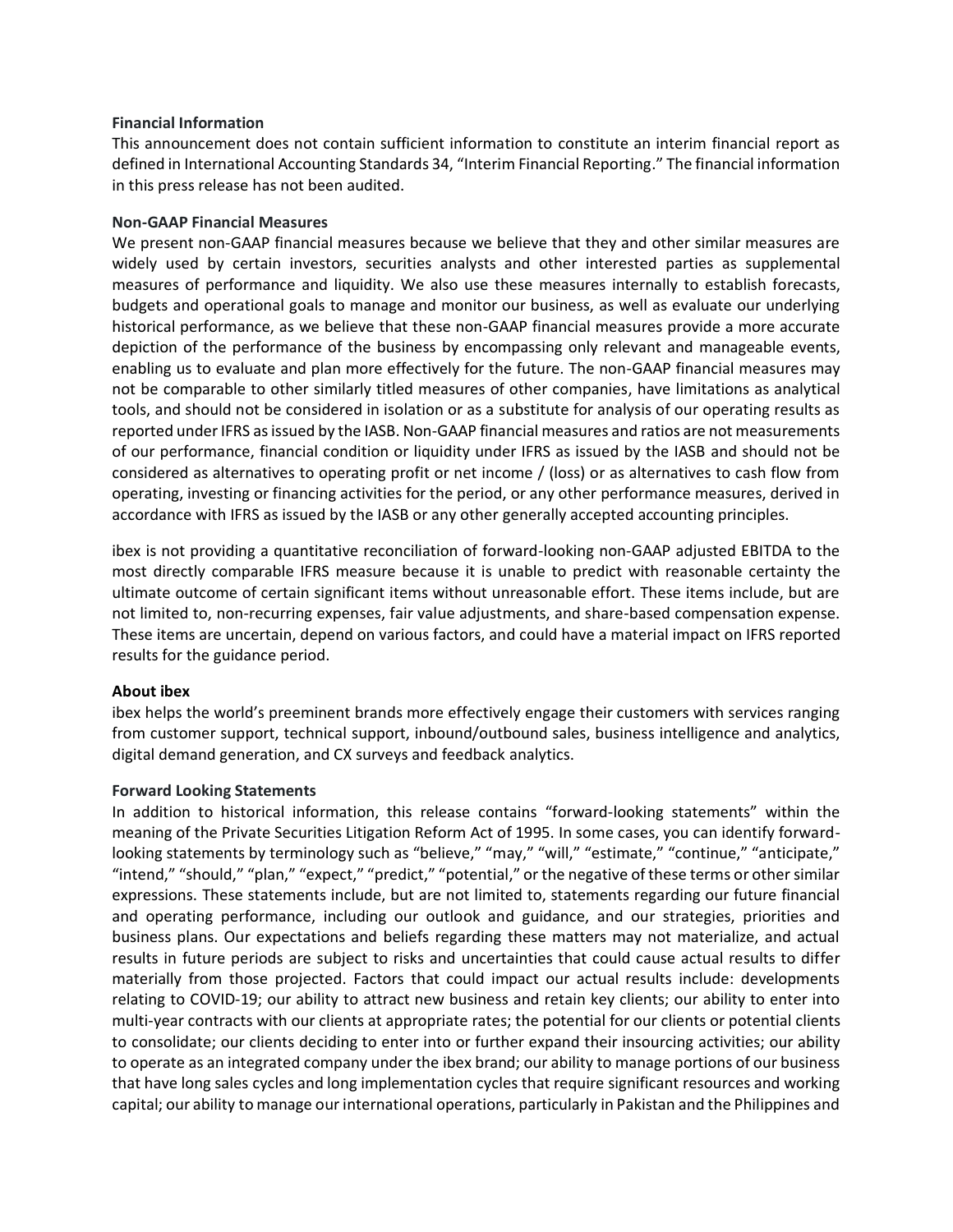**Financial Information**

This announcement does not contain sufficient information to constitute an interim financial report as defined in International Accounting Standards 34, "Interim Financial Reporting." The financial information in this press release has not been audited.

**Non-GAAP Financial Measures**

We present non-GAAP financial measures because we believe that they and other similar measures are widely used by certain investors, securities analysts and other interested parties as supplemental measures of performance and liquidity. We also use these measures internally to establish forecasts, budgets and operational goals to manage and monitor our business, as well as evaluate our underlying historical performance, as we believe that these non-GAAP financial measures provide a more accurate depiction of the performance of the business by encompassing only relevant and manageable events, enabling us to evaluate and plan more effectively for the future. The non-GAAP financial measures may not be comparable to other similarly titled measures of other companies, have limitations as analytical tools, and should not be considered in isolation or as a substitute for analysis of our operating results as reported under IFRS as issued by the IASB. Non-GAAP financial measures and ratios are not measurements of our performance, financial condition or liquidity under IFRS as issued by the IASB and should not be considered as alternatives to operating profit or net income / (loss) or as alternatives to cash flow from operating, investing or financing activities for the period, or any other performance measures, derived in accordance with IFRS as issued by the IASB or any other generally accepted accounting principles.

ibex is not providing a quantitative reconciliation of forward-looking non-GAAP adjusted EBITDA to the most directly comparable IFRS measure because it is unable to predict with reasonable certainty the ultimate outcome of certain significant items without unreasonable effort. These items include, but are not limited to, non-recurring expenses, fair value adjustments, and share-based compensation expense. These items are uncertain, depend on various factors, and could have a material impact on IFRS reported results for the guidance period.

**About ibex**

ibex helps the world's preeminent brands more effectively engage their customers with services ranging from customer support, technical support, inbound/outbound sales, business intelligence and analytics, digital demand generation, and CX surveys and feedback analytics.

**Forward Looking Statements**

In addition to historical information, this release contains "forward-looking statements" within the meaning of the Private Securities Litigation Reform Act of 1995. In some cases, you can identify forward-looking statements by terminology such as "believe," "may," "will," "estimate," "continue," "anticipate," "intend," "should," "plan," "expect," "predict," "potential," or the negative of these terms or other similar expressions. These statements include, but are not limited to, statements regarding our future financial and operating performance, including our outlook and guidance, and our strategies, priorities and business plans. Our expectations and beliefs regarding these matters may not materialize, and actual results in future periods are subject to risks and uncertainties that could cause actual results to differ materially from those projected. Factors that could impact our actual results include: developments relating to COVID-19; our ability to attract new business and retain key clients; our ability to enter into multi-year contracts with our clients at appropriate rates; the potential for our clients or potential clients to consolidate; our clients deciding to enter into or further expand their insourcing activities; our ability to operate as an integrated company under the ibex brand; our ability to manage portions of our business that have long sales cycles and long implementation cycles that require significant resources and working capital; our ability to manage our international operations, particularly in Pakistan and the Philippines and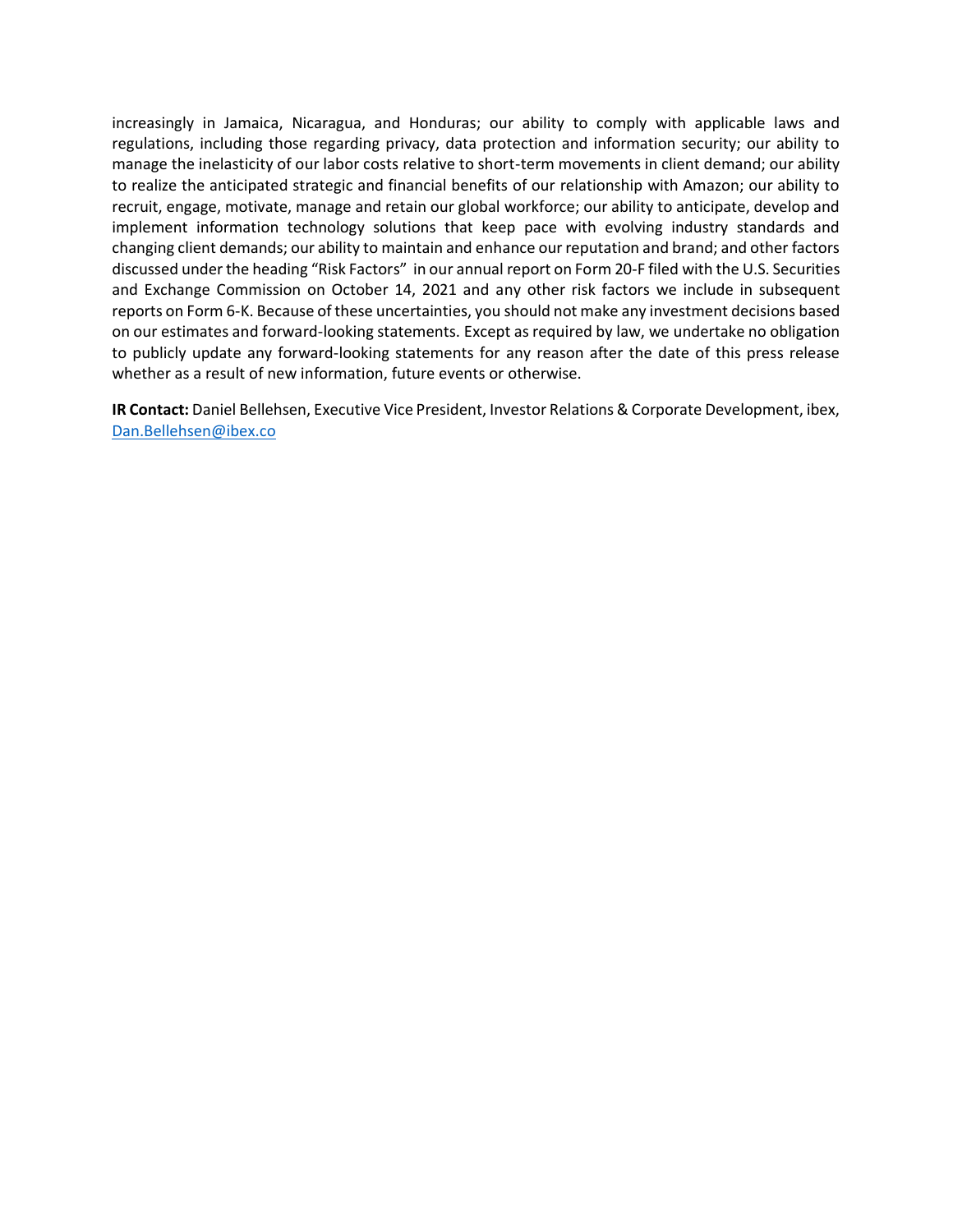increasingly in Jamaica, Nicaragua, and Honduras; our ability to comply with applicable laws and regulations, including those regarding privacy, data protection and information security; our ability to manage the inelasticity of our labor costs relative to short-term movements in client demand; our ability to realize the anticipated strategic and financial benefits of our relationship with Amazon; our ability to recruit, engage, motivate, manage and retain our global workforce; our ability to anticipate, develop and implement information technology solutions that keep pace with evolving industry standards and changing client demands; our ability to maintain and enhance our reputation and brand; and other factors discussed under the heading "Risk Factors" in our annual report on Form 20-F filed with the U.S. Securities and Exchange Commission on October 14, 2021 and any other risk factors we include in subsequent reports on Form 6-K. Because of these uncertainties, you should not make any investment decisions based on our estimates and forward-looking statements. Except as required by law, we undertake no obligation to publicly update any forward-looking statements for any reason after the date of this press release whether as a result of new information, future events or otherwise.

**IR Contact:** Daniel Bellehsen, Executive Vice President, Investor Relations & Corporate Development, ibex, Dan.Bellehsen@ibex.co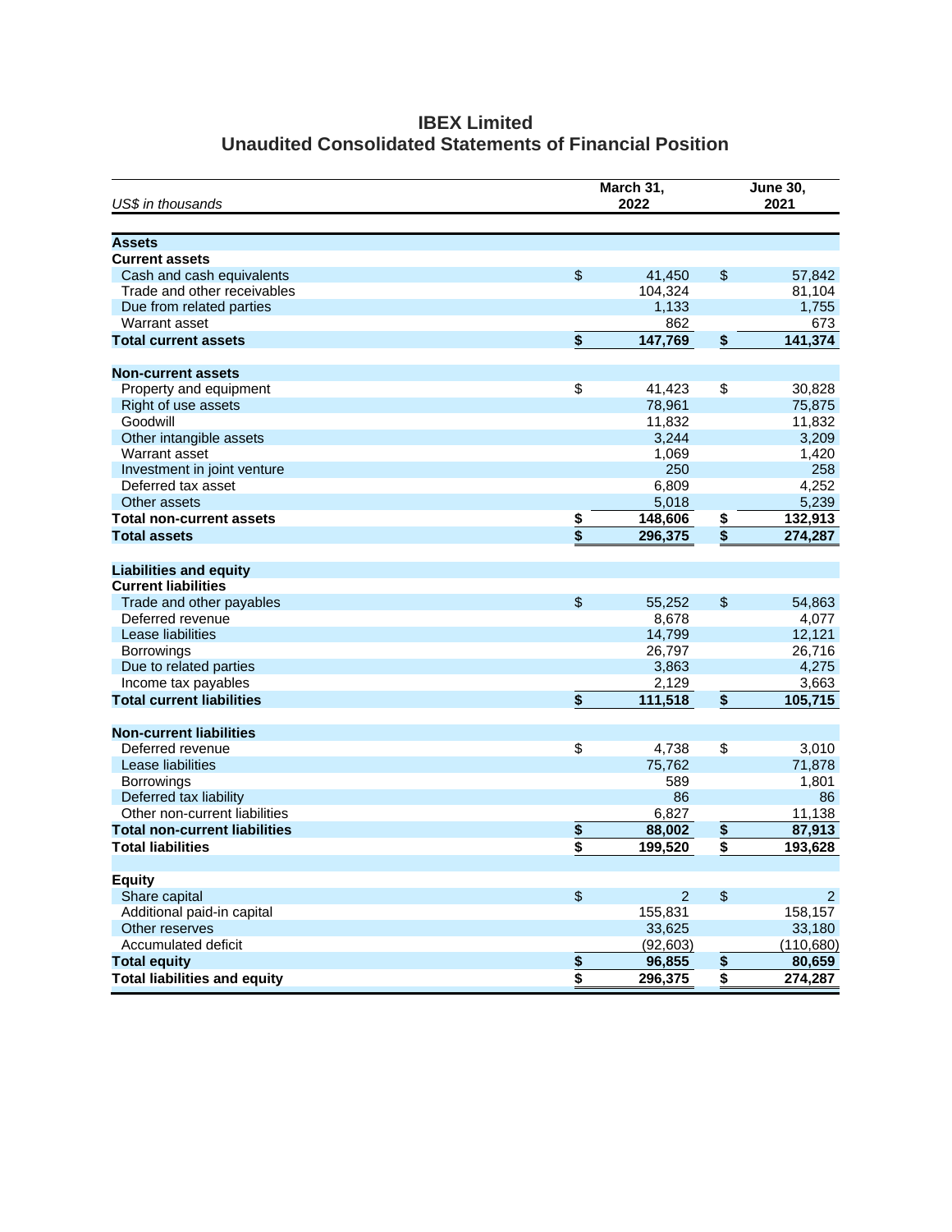# IBEX Limited
## Unaudited Consolidated Statements of Financial Position

| *US$ in thousands* | | March 31, 2022 | | June 30, 2021 |
|---|---|---|---|---|
| **Assets** | | | | |
| **Current assets** | | | | |
| Cash and cash equivalents | $ | 41,450 | $ | 57,842 |
| Trade and other receivables | | 104,324 | | 81,104 |
| Due from related parties | | 1,133 | | 1,755 |
| Warrant asset | | 862 | | 673 |
| **Total current assets** | **$** | **147,769** | **$** | **141,374** |
| | | | | |
| **Non-current assets** | | | | |
| Property and equipment | $ | 41,423 | $ | 30,828 |
| Right of use assets | | 78,961 | | 75,875 |
| Goodwill | | 11,832 | | 11,832 |
| Other intangible assets | | 3,244 | | 3,209 |
| Warrant asset | | 1,069 | | 1,420 |
| Investment in joint venture | | 250 | | 258 |
| Deferred tax asset | | 6,809 | | 4,252 |
| Other assets | | 5,018 | | 5,239 |
| **Total non-current assets** | **$** | **148,606** | **$** | **132,913** |
| **Total assets** | **$** | **296,375** | **$** | **274,287** |
| | | | | |
| **Liabilities and equity** | | | | |
| **Current liabilities** | | | | |
| Trade and other payables | $ | 55,252 | $ | 54,863 |
| Deferred revenue | | 8,678 | | 4,077 |
| Lease liabilities | | 14,799 | | 12,121 |
| Borrowings | | 26,797 | | 26,716 |
| Due to related parties | | 3,863 | | 4,275 |
| Income tax payables | | 2,129 | | 3,663 |
| **Total current liabilities** | **$** | **111,518** | **$** | **105,715** |
| | | | | |
| **Non-current liabilities** | | | | |
| Deferred revenue | $ | 4,738 | $ | 3,010 |
| Lease liabilities | | 75,762 | | 71,878 |
| Borrowings | | 589 | | 1,801 |
| Deferred tax liability | | 86 | | 86 |
| Other non-current liabilities | | 6,827 | | 11,138 |
| **Total non-current liabilities** | **$** | **88,002** | **$** | **87,913** |
| **Total liabilities** | **$** | **199,520** | **$** | **193,628** |
| | | | | |
| **Equity** | | | | |
| Share capital | $ | 2 | $ | 2 |
| Additional paid-in capital | | 155,831 | | 158,157 |
| Other reserves | | 33,625 | | 33,180 |
| Accumulated deficit | | (92,603) | | (110,680) |
| **Total equity** | **$** | **96,855** | **$** | **80,659** |
| **Total liabilities and equity** | **$** | **296,375** | **$** | **274,287** |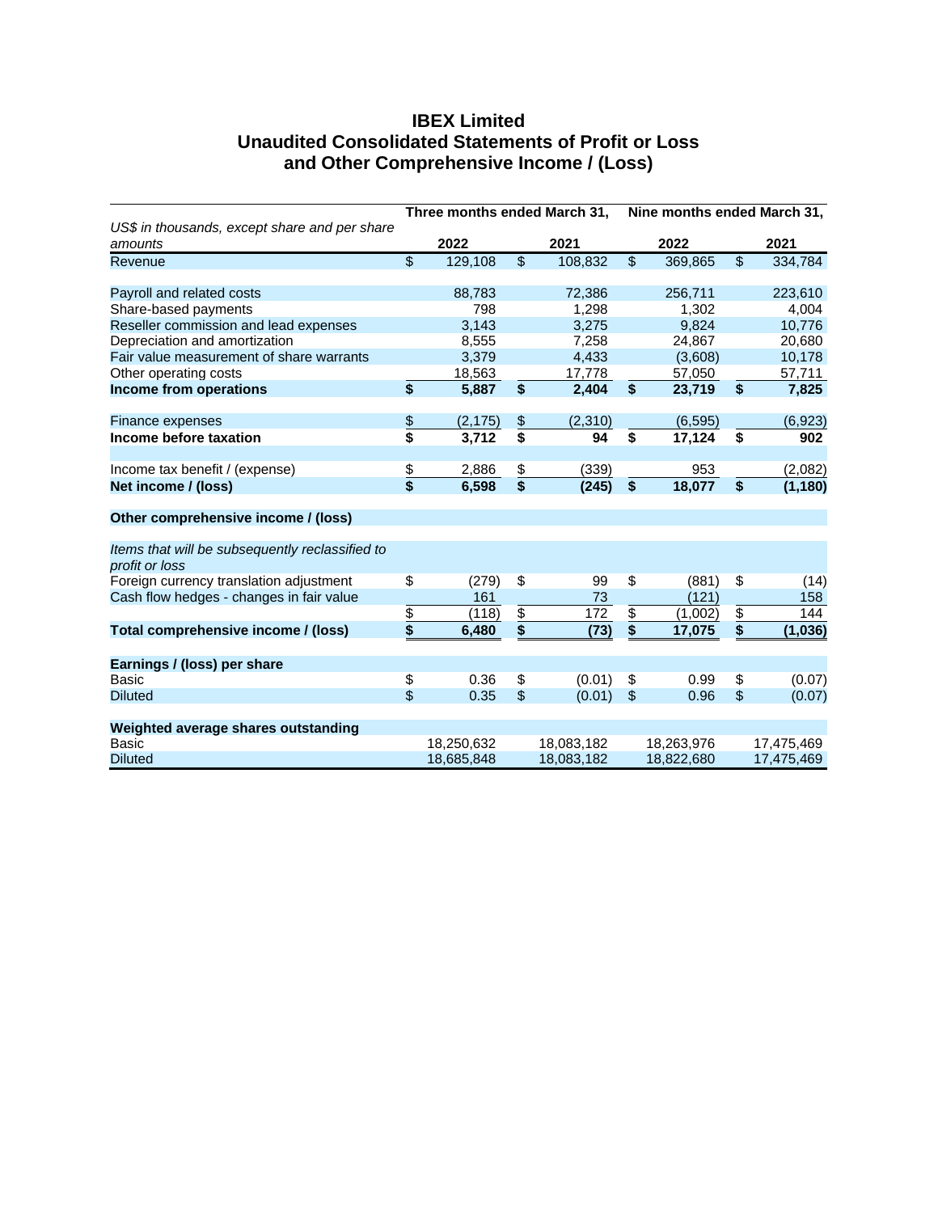# IBEX Limited
## Unaudited Consolidated Statements of Profit or Loss and Other Comprehensive Income / (Loss)

| US$ in thousands, except share and per share amounts | Three months ended March 31, 2022 | Three months ended March 31, 2021 | Nine months ended March 31, 2022 | Nine months ended March 31, 2021 |
|---|---|---|---|---|
| Revenue | $ 129,108 | $ 108,832 | $ 369,865 | $ 334,784 |
| | | | | |
| Payroll and related costs | 88,783 | 72,386 | 256,711 | 223,610 |
| Share-based payments | 798 | 1,298 | 1,302 | 4,004 |
| Reseller commission and lead expenses | 3,143 | 3,275 | 9,824 | 10,776 |
| Depreciation and amortization | 8,555 | 7,258 | 24,867 | 20,680 |
| Fair value measurement of share warrants | 3,379 | 4,433 | (3,608) | 10,178 |
| Other operating costs | 18,563 | 17,778 | 57,050 | 57,711 |
| **Income from operations** | **$ 5,887** | **$ 2,404** | **$ 23,719** | **$ 7,825** |
| | | | | |
| Finance expenses | $ (2,175) | $ (2,310) | (6,595) | (6,923) |
| **Income before taxation** | **$ 3,712** | **$ 94** | **$ 17,124** | **$ 902** |
| | | | | |
| Income tax benefit / (expense) | $ 2,886 | $ (339) | 953 | (2,082) |
| **Net income / (loss)** | **$ 6,598** | **$ (245)** | **$ 18,077** | **$ (1,180)** |
| | | | | |
| **Other comprehensive income / (loss)** | | | | |
| | | | | |
| *Items that will be subsequently reclassified to profit or loss* | | | | |
| Foreign currency translation adjustment | $ (279) | $ 99 | $ (881) | $ (14) |
| Cash flow hedges - changes in fair value | 161 | 73 | (121) | 158 |
| | $ (118) | $ 172 | $ (1,002) | $ 144 |
| **Total comprehensive income / (loss)** | **$ 6,480** | **$ (73)** | **$ 17,075** | **$ (1,036)** |
| | | | | |
| **Earnings / (loss) per share** | | | | |
| Basic | $ 0.36 | $ (0.01) | $ 0.99 | $ (0.07) |
| Diluted | $ 0.35 | $ (0.01) | $ 0.96 | $ (0.07) |
| | | | | |
| **Weighted average shares outstanding** | | | | |
| Basic | 18,250,632 | 18,083,182 | 18,263,976 | 17,475,469 |
| Diluted | 18,685,848 | 18,083,182 | 18,822,680 | 17,475,469 |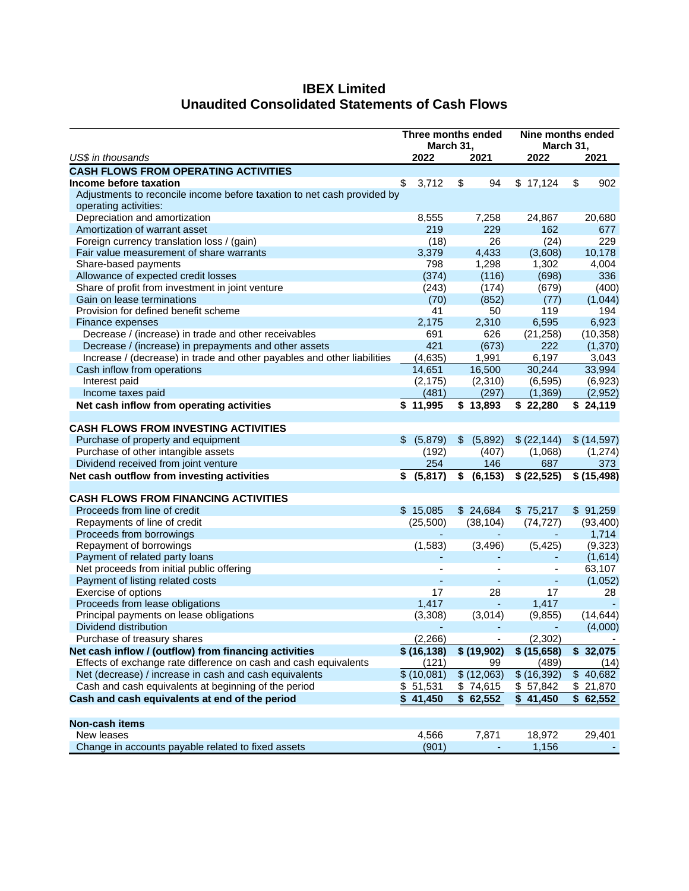# IBEX Limited
# Unaudited Consolidated Statements of Cash Flows

| US$ in thousands | Three months ended March 31, 2022 | Three months ended March 31, 2021 | Nine months ended March 31, 2022 | Nine months ended March 31, 2021 |
|---|---|---|---|---|
| **CASH FLOWS FROM OPERATING ACTIVITIES** | | | | |
| **Income before taxation** | $ 3,712 | $ 94 | $ 17,124 | $ 902 |
| Adjustments to reconcile income before taxation to net cash provided by operating activities: | | | | |
| Depreciation and amortization | 8,555 | 7,258 | 24,867 | 20,680 |
| Amortization of warrant asset | 219 | 229 | 162 | 677 |
| Foreign currency translation loss / (gain) | (18) | 26 | (24) | 229 |
| Fair value measurement of share warrants | 3,379 | 4,433 | (3,608) | 10,178 |
| Share-based payments | 798 | 1,298 | 1,302 | 4,004 |
| Allowance of expected credit losses | (374) | (116) | (698) | 336 |
| Share of profit from investment in joint venture | (243) | (174) | (679) | (400) |
| Gain on lease terminations | (70) | (852) | (77) | (1,044) |
| Provision for defined benefit scheme | 41 | 50 | 119 | 194 |
| Finance expenses | 2,175 | 2,310 | 6,595 | 6,923 |
| Decrease / (increase) in trade and other receivables | 691 | 626 | (21,258) | (10,358) |
| Decrease / (increase) in prepayments and other assets | 421 | (673) | 222 | (1,370) |
| Increase / (decrease) in trade and other payables and other liabilities | (4,635) | 1,991 | 6,197 | 3,043 |
| Cash inflow from operations | 14,651 | 16,500 | 30,244 | 33,994 |
| Interest paid | (2,175) | (2,310) | (6,595) | (6,923) |
| Income taxes paid | (481) | (297) | (1,369) | (2,952) |
| **Net cash inflow from operating activities** | **$ 11,995** | **$ 13,893** | **$ 22,280** | **$ 24,119** |
| **CASH FLOWS FROM INVESTING ACTIVITIES** | | | | |
| Purchase of property and equipment | $ (5,879) | $ (5,892) | $ (22,144) | $ (14,597) |
| Purchase of other intangible assets | (192) | (407) | (1,068) | (1,274) |
| Dividend received from joint venture | 254 | 146 | 687 | 373 |
| **Net cash outflow from investing activities** | **$ (5,817)** | **$ (6,153)** | **$ (22,525)** | **$ (15,498)** |
| **CASH FLOWS FROM FINANCING ACTIVITIES** | | | | |
| Proceeds from line of credit | $ 15,085 | $ 24,684 | $ 75,217 | $ 91,259 |
| Repayments of line of credit | (25,500) | (38,104) | (74,727) | (93,400) |
| Proceeds from borrowings | - | - | - | 1,714 |
| Repayment of borrowings | (1,583) | (3,496) | (5,425) | (9,323) |
| Payment of related party loans | - | - | - | (1,614) |
| Net proceeds from initial public offering | - | - | - | 63,107 |
| Payment of listing related costs | - | - | - | (1,052) |
| Exercise of options | 17 | 28 | 17 | 28 |
| Proceeds from lease obligations | 1,417 | - | 1,417 | - |
| Principal payments on lease obligations | (3,308) | (3,014) | (9,855) | (14,644) |
| Dividend distribution | - | - | - | (4,000) |
| Purchase of treasury shares | (2,266) | - | (2,302) | - |
| **Net cash inflow / (outflow) from financing activities** | **$ (16,138)** | **$ (19,902)** | **$ (15,658)** | **$ 32,075** |
| Effects of exchange rate difference on cash and cash equivalents | (121) | 99 | (489) | (14) |
| Net (decrease) / increase in cash and cash equivalents | $ (10,081) | $ (12,063) | $ (16,392) | $ 40,682 |
| Cash and cash equivalents at beginning of the period | $ 51,531 | $ 74,615 | $ 57,842 | $ 21,870 |
| **Cash and cash equivalents at end of the period** | **$ 41,450** | **$ 62,552** | **$ 41,450** | **$ 62,552** |
| **Non-cash items** | | | | |
| New leases | 4,566 | 7,871 | 18,972 | 29,401 |
| Change in accounts payable related to fixed assets | (901) | - | 1,156 | - |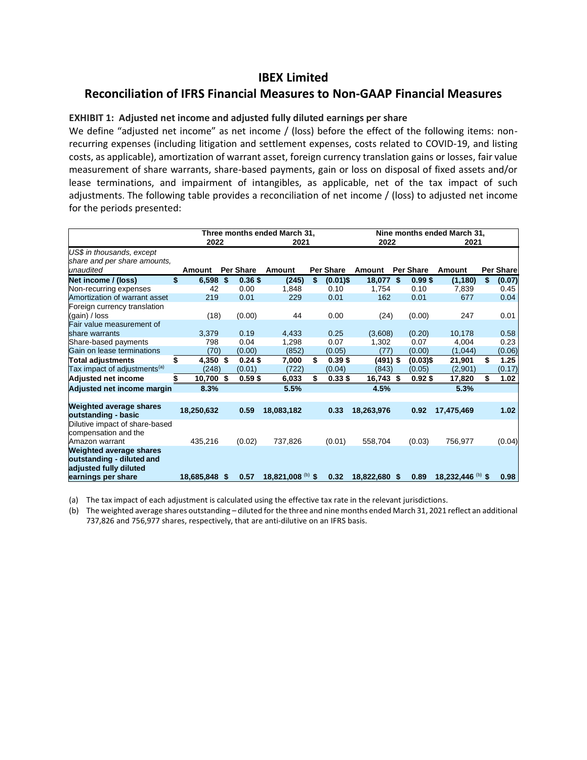# IBEX Limited

## Reconciliation of IFRS Financial Measures to Non-GAAP Financial Measures

**EXHIBIT 1: Adjusted net income and adjusted fully diluted earnings per share**

We define "adjusted net income" as net income / (loss) before the effect of the following items: non-recurring expenses (including litigation and settlement expenses, costs related to COVID-19, and listing costs, as applicable), amortization of warrant asset, foreign currency translation gains or losses, fair value measurement of share warrants, share-based payments, gain or loss on disposal of fixed assets and/or lease terminations, and impairment of intangibles, as applicable, net of the tax impact of such adjustments. The following table provides a reconciliation of net income / (loss) to adjusted net income for the periods presented:

| | Three months ended March 31, 2022 | | Three months ended March 31, 2021 | | Nine months ended March 31, 2022 | | Nine months ended March 31, 2021 | |
|---|---|---|---|---|---|---|---|---|
| *US$ in thousands, except share and per share amounts, unaudited* | **Amount** | **Per Share** | **Amount** | **Per Share** | **Amount** | **Per Share** | **Amount** | **Per Share** |
| **Net income / (loss)** | **$ 6,598** | **$ 0.36** | **$ (245)** | **$ (0.01)** | **$ 18,077** | **$ 0.99** | **$ (1,180)** | **$ (0.07)** |
| Non-recurring expenses | 42 | 0.00 | 1,848 | 0.10 | 1,754 | 0.10 | 7,839 | 0.45 |
| Amortization of warrant asset | 219 | 0.01 | 229 | 0.01 | 162 | 0.01 | 677 | 0.04 |
| Foreign currency translation (gain) / loss | (18) | (0.00) | 44 | 0.00 | (24) | (0.00) | 247 | 0.01 |
| Fair value measurement of share warrants | 3,379 | 0.19 | 4,433 | 0.25 | (3,608) | (0.20) | 10,178 | 0.58 |
| Share-based payments | 798 | 0.04 | 1,298 | 0.07 | 1,302 | 0.07 | 4,004 | 0.23 |
| Gain on lease terminations | (70) | (0.00) | (852) | (0.05) | (77) | (0.00) | (1,044) | (0.06) |
| **Total adjustments** | **$ 4,350** | **$ 0.24** | **$ 7,000** | **$ 0.39** | **$ (491)** | **$ (0.03)** | **$ 21,901** | **$ 1.25** |
| Tax impact of adjustments[(a)] | (248) | (0.01) | (722) | (0.04) | (843) | (0.05) | (2,901) | (0.17) |
| **Adjusted net income** | **$ 10,700** | **$ 0.59** | **$ 6,033** | **$ 0.33** | **$ 16,743** | **$ 0.92** | **$ 17,820** | **$ 1.02** |
| **Adjusted net income margin** | **8.3%** | | **5.5%** | | **4.5%** | | **5.3%** | |
| **Weighted average shares outstanding - basic** | **18,250,632** | **0.59** | **18,083,182** | **0.33** | **18,263,976** | **0.92** | **17,475,469** | **1.02** |
| Dilutive impact of share-based compensation and the Amazon warrant | 435,216 | (0.02) | 737,826 | (0.01) | 558,704 | (0.03) | 756,977 | (0.04) |
| **Weighted average shares outstanding - diluted and adjusted fully diluted earnings per share** | **18,685,848** | **$ 0.57** | **18,821,008 [(b)]** | **$ 0.32** | **18,822,680** | **$ 0.89** | **18,232,446 [(b)]** | **$ 0.98** |

(a) The tax impact of each adjustment is calculated using the effective tax rate in the relevant jurisdictions.

(b) The weighted average shares outstanding – diluted for the three and nine months ended March 31, 2021 reflect an additional 737,826 and 756,977 shares, respectively, that are anti-dilutive on an IFRS basis.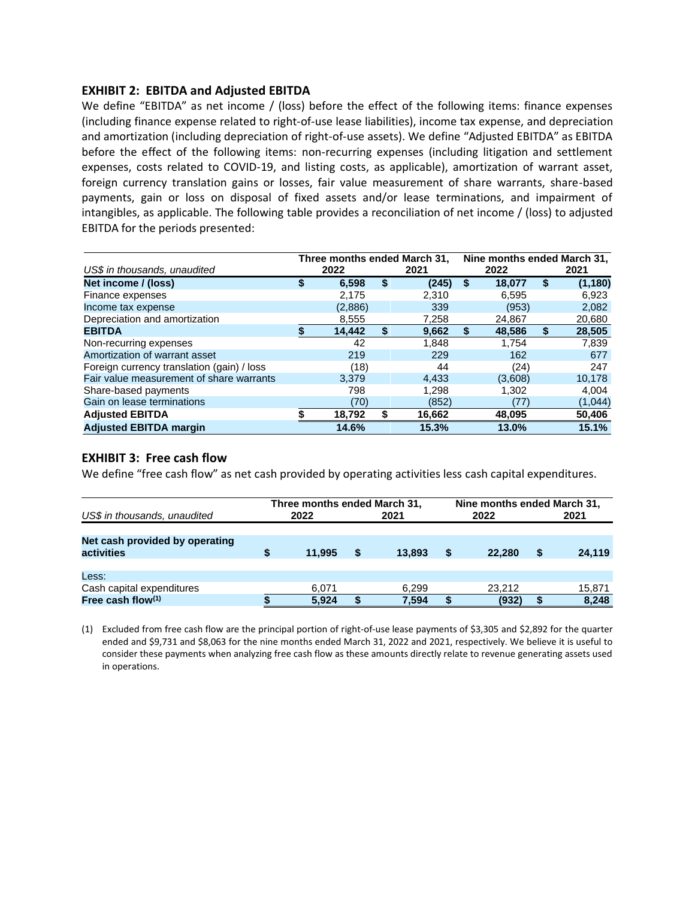### EXHIBIT 2: EBITDA and Adjusted EBITDA

We define "EBITDA" as net income / (loss) before the effect of the following items: finance expenses (including finance expense related to right-of-use lease liabilities), income tax expense, and depreciation and amortization (including depreciation of right-of-use assets). We define "Adjusted EBITDA" as EBITDA before the effect of the following items: non-recurring expenses (including litigation and settlement expenses, costs related to COVID-19, and listing costs, as applicable), amortization of warrant asset, foreign currency translation gains or losses, fair value measurement of share warrants, share-based payments, gain or loss on disposal of fixed assets and/or lease terminations, and impairment of intangibles, as applicable. The following table provides a reconciliation of net income / (loss) to adjusted EBITDA for the periods presented:

| *US$ in thousands, unaudited* | Three months ended March 31, 2022 | Three months ended March 31, 2021 | Nine months ended March 31, 2022 | Nine months ended March 31, 2021 |
|---|---|---|---|---|
| **Net income / (loss)** | **$ 6,598** | **$ (245)** | **$ 18,077** | **$ (1,180)** |
| Finance expenses | 2,175 | 2,310 | 6,595 | 6,923 |
| Income tax expense | (2,886) | 339 | (953) | 2,082 |
| Depreciation and amortization | 8,555 | 7,258 | 24,867 | 20,680 |
| **EBITDA** | **$ 14,442** | **$ 9,662** | **$ 48,586** | **$ 28,505** |
| Non-recurring expenses | 42 | 1,848 | 1,754 | 7,839 |
| Amortization of warrant asset | 219 | 229 | 162 | 677 |
| Foreign currency translation (gain) / loss | (18) | 44 | (24) | 247 |
| Fair value measurement of share warrants | 3,379 | 4,433 | (3,608) | 10,178 |
| Share-based payments | 798 | 1,298 | 1,302 | 4,004 |
| Gain on lease terminations | (70) | (852) | (77) | (1,044) |
| **Adjusted EBITDA** | **$ 18,792** | **$ 16,662** | **48,095** | **50,406** |
| **Adjusted EBITDA margin** | **14.6%** | **15.3%** | **13.0%** | **15.1%** |

### EXHIBIT 3: Free cash flow

We define "free cash flow" as net cash provided by operating activities less cash capital expenditures.

| *US$ in thousands, unaudited* | Three months ended March 31, 2022 | Three months ended March 31, 2021 | Nine months ended March 31, 2022 | Nine months ended March 31, 2021 |
|---|---|---|---|---|
| **Net cash provided by operating activities** | **$ 11,995** | **$ 13,893** | **$ 22,280** | **$ 24,119** |
| Less: | | | | |
| Cash capital expenditures | 6,071 | 6,299 | 23,212 | 15,871 |
| **Free cash flow[(1)]** | **$ 5,924** | **$ 7,594** | **$ (932)** | **$ 8,248** |

(1) Excluded from free cash flow are the principal portion of right-of-use lease payments of $3,305 and $2,892 for the quarter ended and $9,731 and $8,063 for the nine months ended March 31, 2022 and 2021, respectively. We believe it is useful to consider these payments when analyzing free cash flow as these amounts directly relate to revenue generating assets used in operations.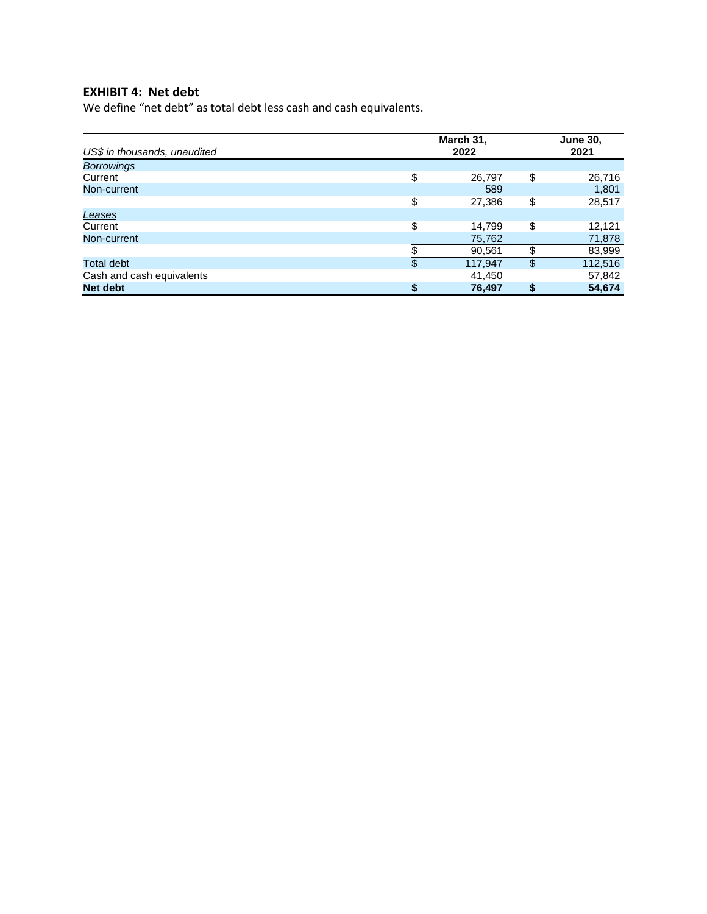### EXHIBIT 4: Net debt

We define “net debt” as total debt less cash and cash equivalents.

| *US$ in thousands, unaudited* | March 31, 2022 | June 30, 2021 |
|---|---|---|
| *Borrowings* | | |
| Current | $ 26,797 | $ 26,716 |
| Non-current | 589 | 1,801 |
| | $ 27,386 | $ 28,517 |
| *Leases* | | |
| Current | $ 14,799 | $ 12,121 |
| Non-current | 75,762 | 71,878 |
| | $ 90,561 | $ 83,999 |
| Total debt | $ 117,947 | $ 112,516 |
| Cash and cash equivalents | 41,450 | 57,842 |
| **Net debt** | **$ 76,497** | **$ 54,674** |